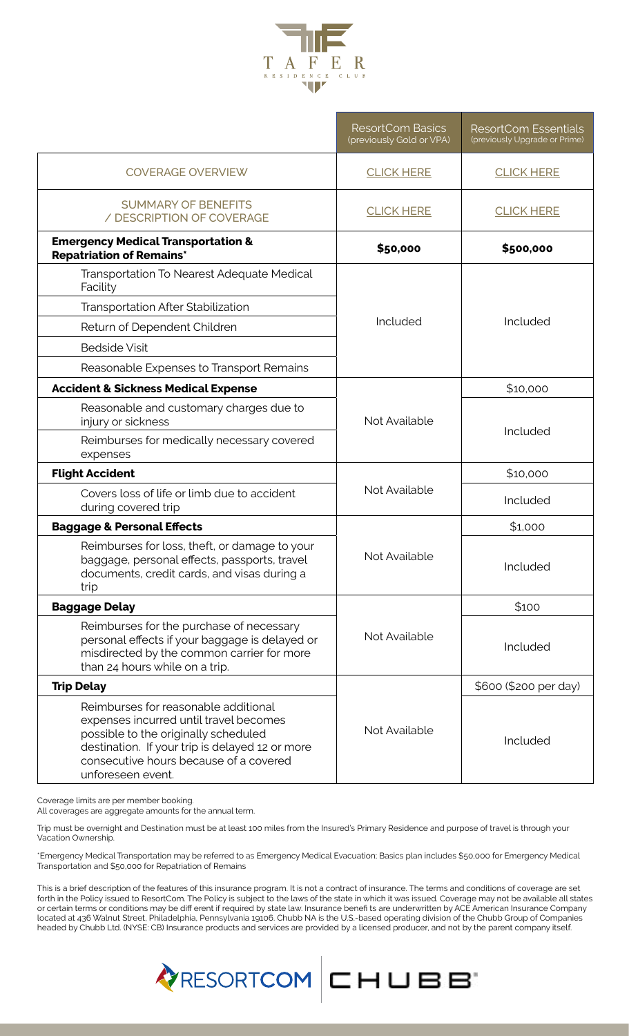TAFER RESIDENCE CLUB

| | ResortCom Basics (previously Gold or VPA) | ResortCom Essentials (previously Upgrade or Prime) |
|---|---|---|
| COVERAGE OVERVIEW | CLICK HERE | CLICK HERE |
| SUMMARY OF BENEFITS / DESCRIPTION OF COVERAGE | CLICK HERE | CLICK HERE |
| **Emergency Medical Transportation & Repatriation of Remains*** | **$50,000** | **$500,000** |
| Transportation To Nearest Adequate Medical Facility | Included | Included |
| Transportation After Stabilization | | |
| Return of Dependent Children | | |
| Bedside Visit | | |
| Reasonable Expenses to Transport Remains | | |
| **Accident & Sickness Medical Expense** | Not Available | $10,000 |
| Reasonable and customary charges due to injury or sickness | | Included |
| Reimburses for medically necessary covered expenses | | |
| **Flight Accident** | Not Available | $10,000 |
| Covers loss of life or limb due to accident during covered trip | | Included |
| **Baggage & Personal Effects** | Not Available | $1,000 |
| Reimburses for loss, theft, or damage to your baggage, personal effects, passports, travel documents, credit cards, and visas during a trip | | Included |
| **Baggage Delay** | Not Available | $100 |
| Reimburses for the purchase of necessary personal effects if your baggage is delayed or misdirected by the common carrier for more than 24 hours while on a trip. | | Included |
| **Trip Delay** | Not Available | $600 ($200 per day) |
| Reimburses for reasonable additional expenses incurred until travel becomes possible to the originally scheduled destination. If your trip is delayed 12 or more consecutive hours because of a covered unforeseen event. | | Included |

Coverage limits are per member booking.
All coverages are aggregate amounts for the annual term.

Trip must be overnight and Destination must be at least 100 miles from the Insured's Primary Residence and purpose of travel is through your Vacation Ownership.

*Emergency Medical Transportation may be referred to as Emergency Medical Evacuation; Basics plan includes $50,000 for Emergency Medical Transportation and $50,000 for Repatriation of Remains

This is a brief description of the features of this insurance program. It is not a contract of insurance. The terms and conditions of coverage are set forth in the Policy issued to ResortCom. The Policy is subject to the laws of the state in which it was issued. Coverage may not be available all states or certain terms or conditions may be diff erent if required by state law. Insurance benefi ts are underwritten by ACE American Insurance Company located at 436 Walnut Street, Philadelphia, Pennsylvania 19106. Chubb NA is the U.S.-based operating division of the Chubb Group of Companies headed by Chubb Ltd. (NYSE: CB) Insurance products and services are provided by a licensed producer, and not by the parent company itself.

RESORTCOM | CHUBB®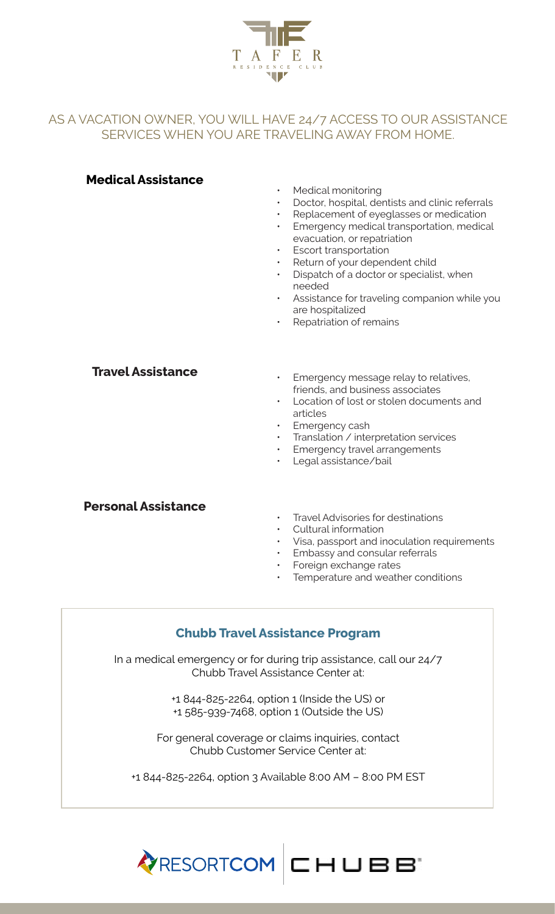TAFER

RESIDENCE CLUB

AS A VACATION OWNER, YOU WILL HAVE 24/7 ACCESS TO OUR ASSISTANCE SERVICES WHEN YOU ARE TRAVELING AWAY FROM HOME.

## Medical Assistance

- Medical monitoring
- Doctor, hospital, dentists and clinic referrals
- Replacement of eyeglasses or medication
- Emergency medical transportation, medical evacuation, or repatriation
- Escort transportation
- Return of your dependent child
- Dispatch of a doctor or specialist, when needed
- Assistance for traveling companion while you are hospitalized
- Repatriation of remains

## Travel Assistance

- Emergency message relay to relatives, friends, and business associates
- Location of lost or stolen documents and articles
- Emergency cash
- Translation / interpretation services
- Emergency travel arrangements
- Legal assistance/bail

## Personal Assistance

- Travel Advisories for destinations
- Cultural information
- Visa, passport and inoculation requirements
- Embassy and consular referrals
- Foreign exchange rates
- Temperature and weather conditions

### Chubb Travel Assistance Program

In a medical emergency or for during trip assistance, call our 24/7 Chubb Travel Assistance Center at:

+1 844-825-2264, option 1 (Inside the US) or
+1 585-939-7468, option 1 (Outside the US)

For general coverage or claims inquiries, contact Chubb Customer Service Center at:

+1 844-825-2264, option 3 Available 8:00 AM – 8:00 PM EST

RESORTCOM | CHUBB